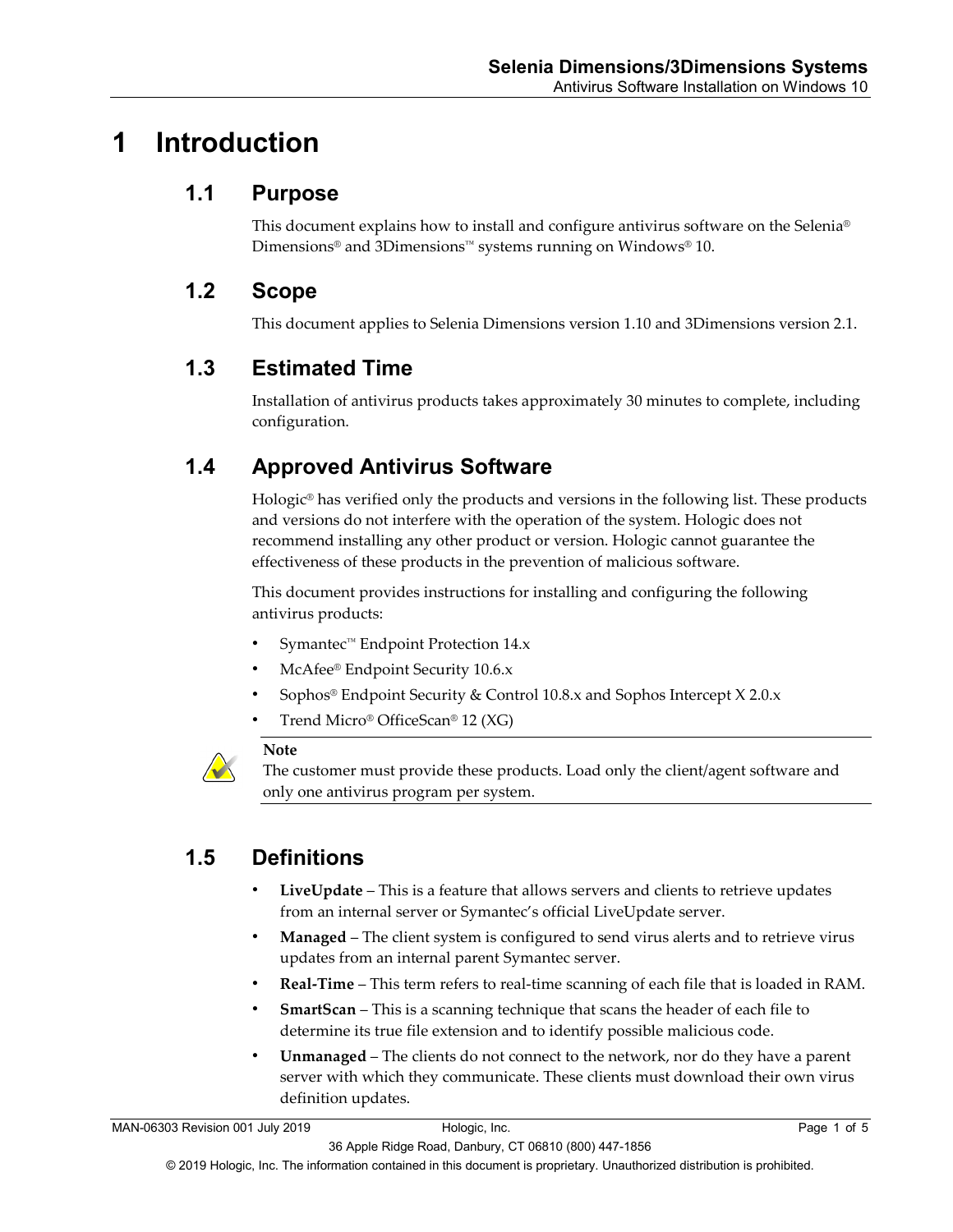# 1 Introduction

## 1.1 Purpose

This document explains how to install and configure antivirus software on the Selenia® Dimensions® and 3Dimensions™ systems running on Windows® 10.

## 1.2 Scope

This document applies to Selenia Dimensions version 1.10 and 3Dimensions version 2.1.

## 1.3 Estimated Time

Installation of antivirus products takes approximately 30 minutes to complete, including configuration.

## 1.4 Approved Antivirus Software

Hologic® has verified only the products and versions in the following list. These products and versions do not interfere with the operation of the system. Hologic does not recommend installing any other product or version. Hologic cannot guarantee the effectiveness of these products in the prevention of malicious software.

This document provides instructions for installing and configuring the following antivirus products:

- Symantec™ Endpoint Protection 14.x
- McAfee® Endpoint Security 10.6.x
- Sophos® Endpoint Security & Control 10.8.x and Sophos Intercept X 2.0.x
- Trend Micro® OfficeScan® 12 (XG)

> **Note**
> The customer must provide these products. Load only the client/agent software and only one antivirus program per system.

## 1.5 Definitions

- **LiveUpdate** – This is a feature that allows servers and clients to retrieve updates from an internal server or Symantec's official LiveUpdate server.
- **Managed** – The client system is configured to send virus alerts and to retrieve virus updates from an internal parent Symantec server.
- **Real-Time** – This term refers to real-time scanning of each file that is loaded in RAM.
- **SmartScan** – This is a scanning technique that scans the header of each file to determine its true file extension and to identify possible malicious code.
- **Unmanaged** – The clients do not connect to the network, nor do they have a parent server with which they communicate. These clients must download their own virus definition updates.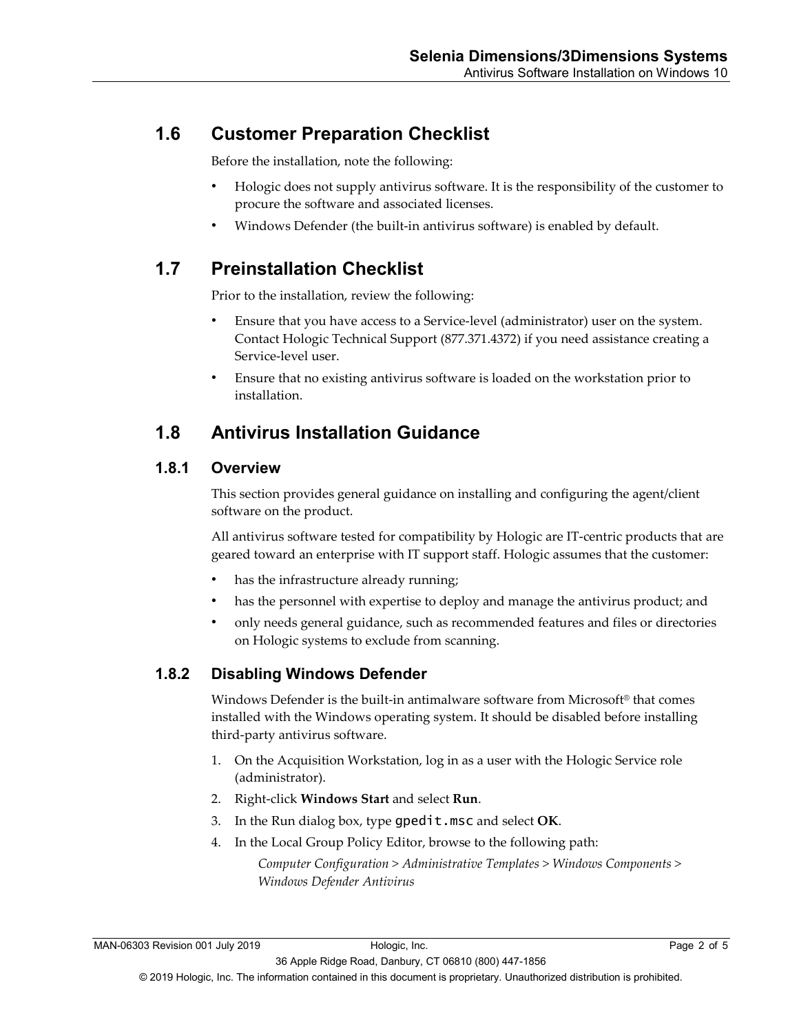## 1.6 Customer Preparation Checklist

Before the installation, note the following:

- Hologic does not supply antivirus software. It is the responsibility of the customer to procure the software and associated licenses.
- Windows Defender (the built-in antivirus software) is enabled by default.

## 1.7 Preinstallation Checklist

Prior to the installation, review the following:

- Ensure that you have access to a Service-level (administrator) user on the system. Contact Hologic Technical Support (877.371.4372) if you need assistance creating a Service-level user.
- Ensure that no existing antivirus software is loaded on the workstation prior to installation.

## 1.8 Antivirus Installation Guidance

### 1.8.1 Overview

This section provides general guidance on installing and configuring the agent/client software on the product.

All antivirus software tested for compatibility by Hologic are IT-centric products that are geared toward an enterprise with IT support staff. Hologic assumes that the customer:

- has the infrastructure already running;
- has the personnel with expertise to deploy and manage the antivirus product; and
- only needs general guidance, such as recommended features and files or directories on Hologic systems to exclude from scanning.

### 1.8.2 Disabling Windows Defender

Windows Defender is the built-in antimalware software from Microsoft® that comes installed with the Windows operating system. It should be disabled before installing third-party antivirus software.

1. On the Acquisition Workstation, log in as a user with the Hologic Service role (administrator).
2. Right-click **Windows Start** and select **Run**.
3. In the Run dialog box, type `gpedit.msc` and select **OK**.
4. In the Local Group Policy Editor, browse to the following path:

   *Computer Configuration > Administrative Templates > Windows Components > Windows Defender Antivirus*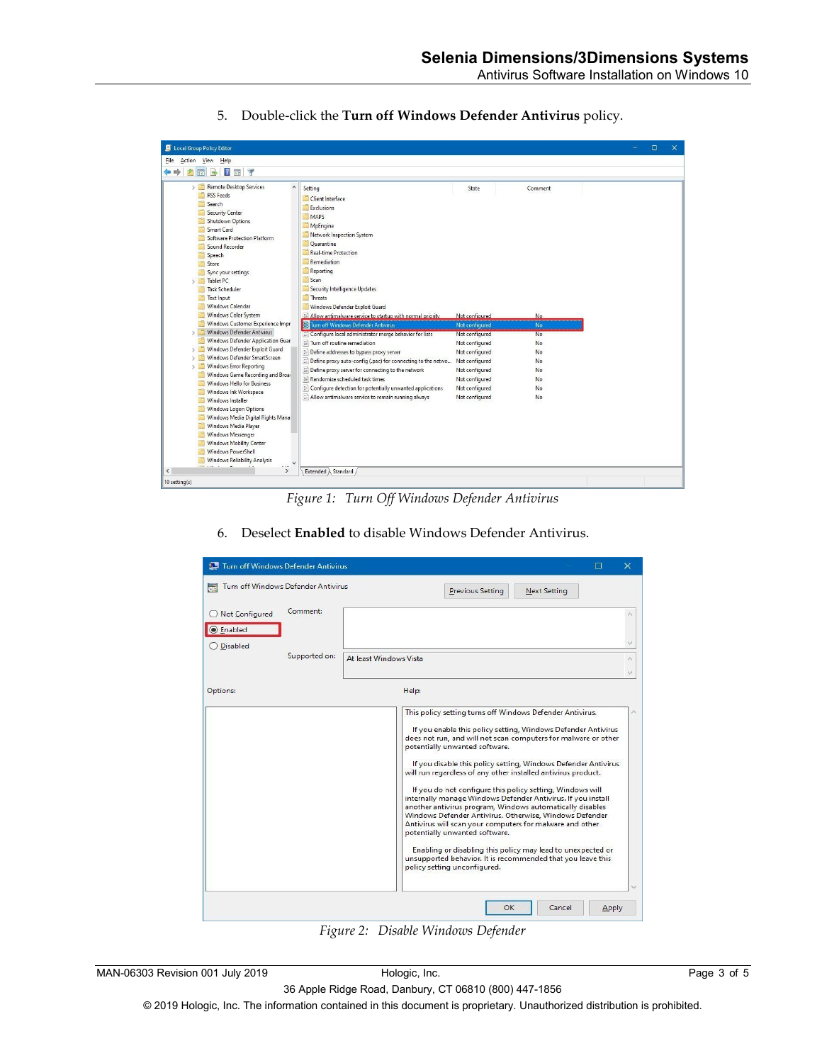5. Double-click the **Turn off Windows Defender Antivirus** policy.

*Figure 1: Turn Off Windows Defender Antivirus*

6. Deselect **Enabled** to disable Windows Defender Antivirus.

*Figure 2: Disable Windows Defender*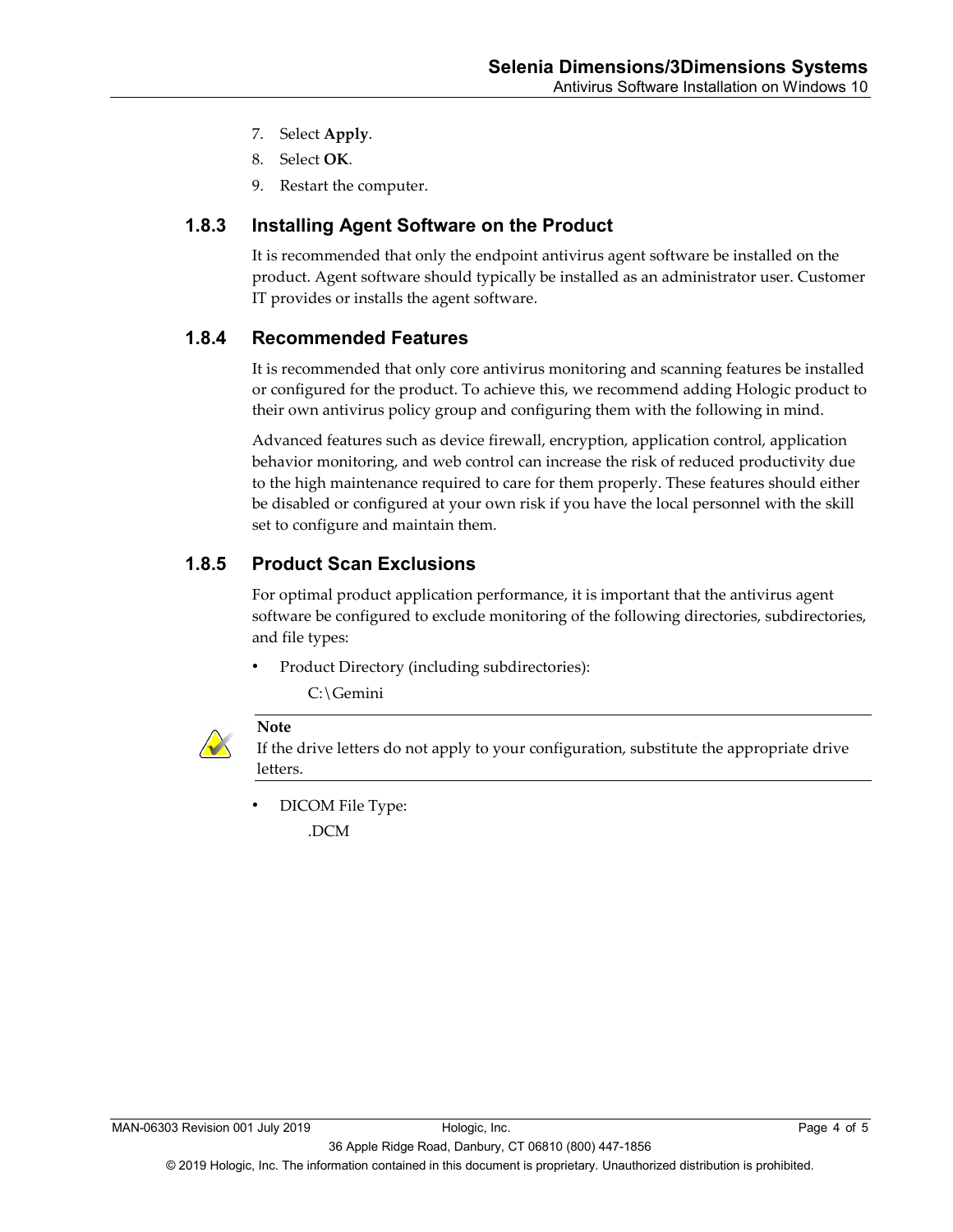7. Select **Apply**.
8. Select **OK**.
9. Restart the computer.

### 1.8.3 Installing Agent Software on the Product

It is recommended that only the endpoint antivirus agent software be installed on the product. Agent software should typically be installed as an administrator user. Customer IT provides or installs the agent software.

### 1.8.4 Recommended Features

It is recommended that only core antivirus monitoring and scanning features be installed or configured for the product. To achieve this, we recommend adding Hologic product to their own antivirus policy group and configuring them with the following in mind.

Advanced features such as device firewall, encryption, application control, application behavior monitoring, and web control can increase the risk of reduced productivity due to the high maintenance required to care for them properly. These features should either be disabled or configured at your own risk if you have the local personnel with the skill set to configure and maintain them.

### 1.8.5 Product Scan Exclusions

For optimal product application performance, it is important that the antivirus agent software be configured to exclude monitoring of the following directories, subdirectories, and file types:

- Product Directory (including subdirectories):

  C:\Gemini

> **Note**
> If the drive letters do not apply to your configuration, substitute the appropriate drive letters.

- DICOM File Type:

  .DCM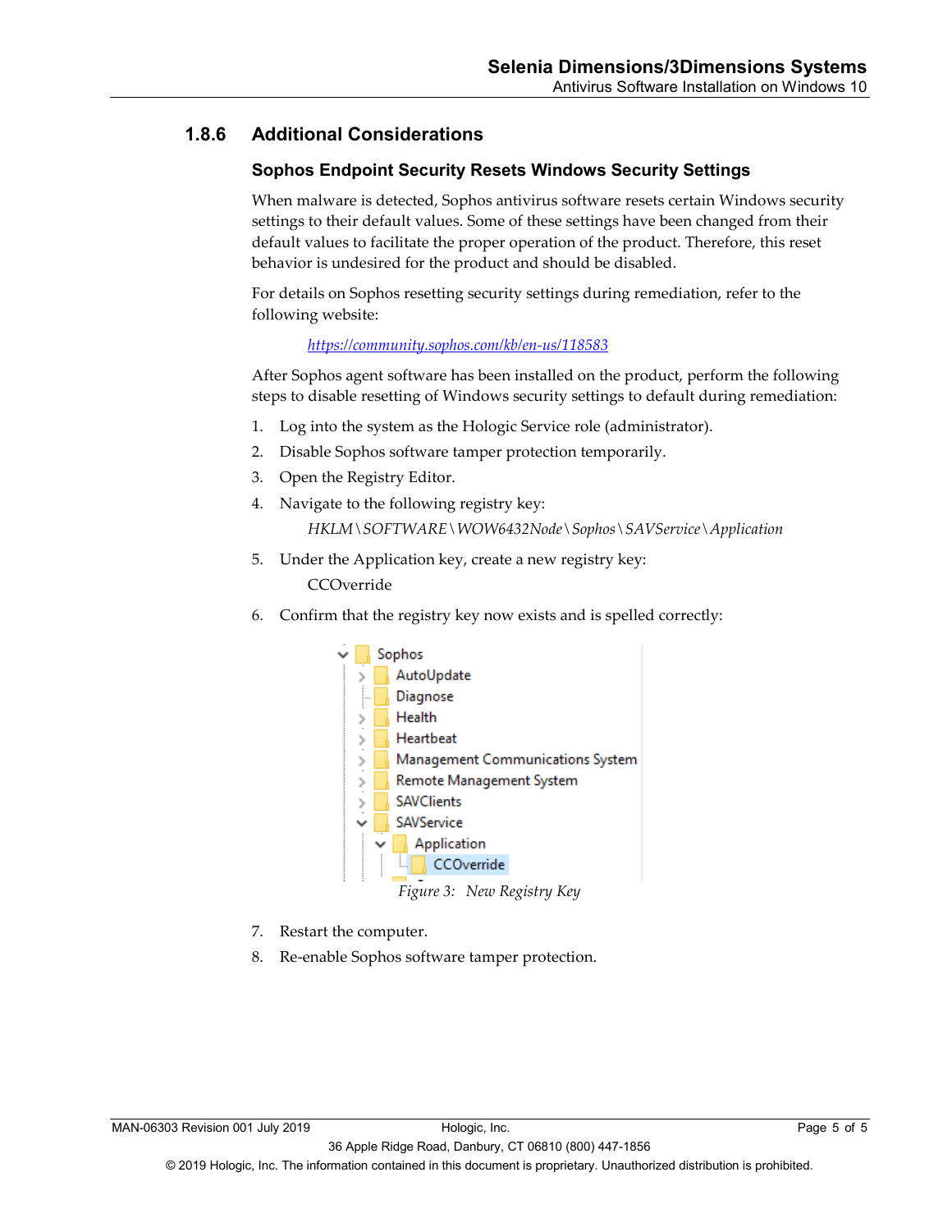### 1.8.6 Additional Considerations

#### Sophos Endpoint Security Resets Windows Security Settings

When malware is detected, Sophos antivirus software resets certain Windows security settings to their default values. Some of these settings have been changed from their default values to facilitate the proper operation of the product. Therefore, this reset behavior is undesired for the product and should be disabled.

For details on Sophos resetting security settings during remediation, refer to the following website:

> https://community.sophos.com/kb/en-us/118583

After Sophos agent software has been installed on the product, perform the following steps to disable resetting of Windows security settings to default during remediation:

1. Log into the system as the Hologic Service role (administrator).
2. Disable Sophos software tamper protection temporarily.
3. Open the Registry Editor.
4. Navigate to the following registry key:
   *HKLM\SOFTWARE\WOW6432Node\Sophos\SAVService\Application*
5. Under the Application key, create a new registry key:
   CCOverride
6. Confirm that the registry key now exists and is spelled correctly:

Sophos
AutoUpdate
Diagnose
Health
Heartbeat
Management Communications System
Remote Management System
SAVClients
SAVService
Application
CCOverride

*Figure 3: New Registry Key*

7. Restart the computer.
8. Re-enable Sophos software tamper protection.